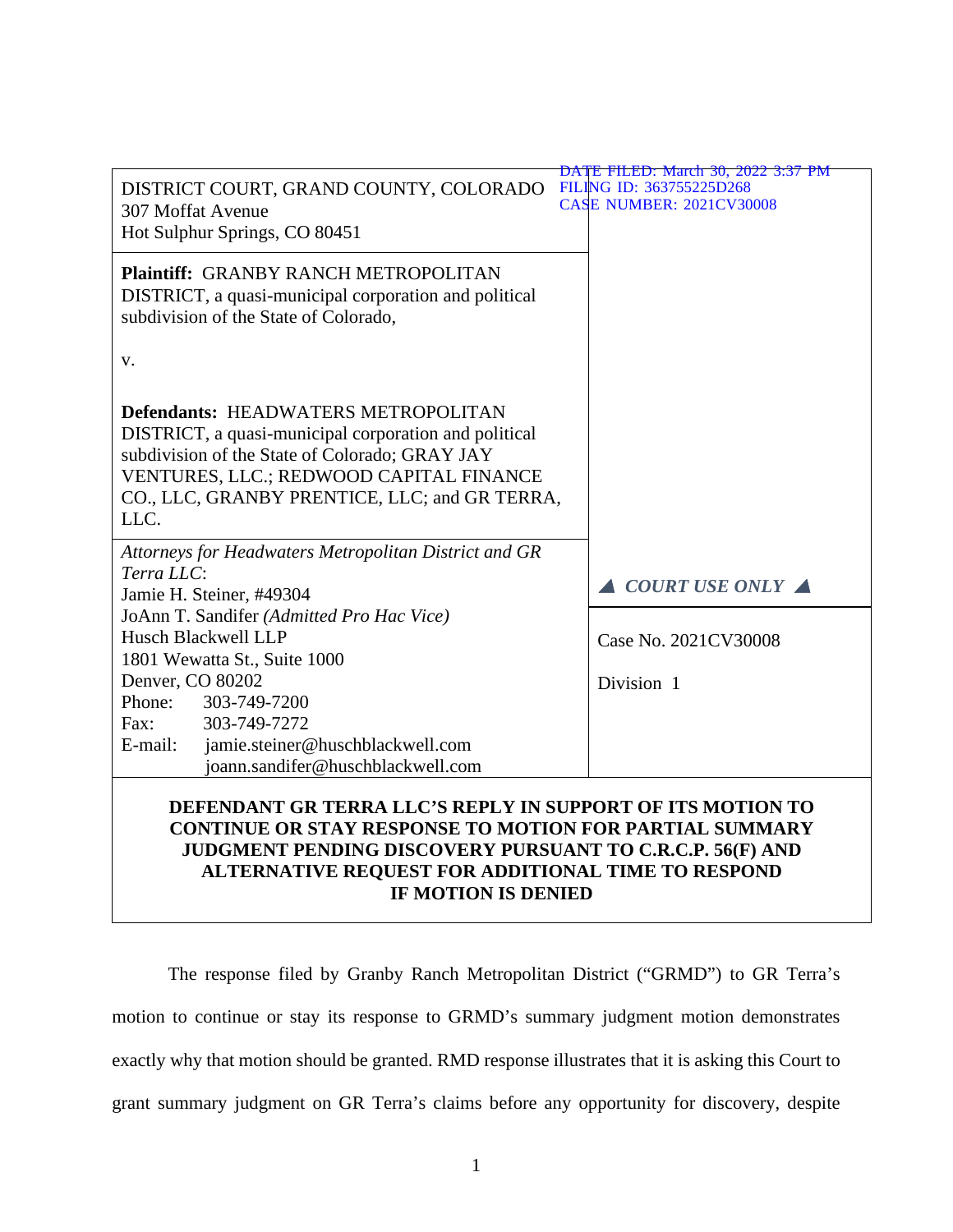DATE FILED: March 30, 2022 3:37 PM
FILING ID: 363755225D268
CASE NUMBER: 2021CV30008

DISTRICT COURT, GRAND COUNTY, COLORADO
307 Moffat Avenue
Hot Sulphur Springs, CO 80451

**Plaintiff:** GRANBY RANCH METROPOLITAN DISTRICT, a quasi-municipal corporation and political subdivision of the State of Colorado,

v.

**Defendants:** HEADWATERS METROPOLITAN DISTRICT, a quasi-municipal corporation and political subdivision of the State of Colorado; GRAY JAY VENTURES, LLC.; REDWOOD CAPITAL FINANCE CO., LLC, GRANBY PRENTICE, LLC; and GR TERRA, LLC.

▲ ***COURT USE ONLY*** ▲

*Attorneys for Headwaters Metropolitan District and GR Terra LLC*:
Jamie H. Steiner, #49304
JoAnn T. Sandifer *(Admitted Pro Hac Vice)*
Husch Blackwell LLP
1801 Wewatta St., Suite 1000
Denver, CO 80202
Phone: 303-749-7200
Fax: 303-749-7272
E-mail: jamie.steiner@huschblackwell.com
joann.sandifer@huschblackwell.com

Case No. 2021CV30008

Division 1

**DEFENDANT GR TERRA LLC'S REPLY IN SUPPORT OF ITS MOTION TO CONTINUE OR STAY RESPONSE TO MOTION FOR PARTIAL SUMMARY JUDGMENT PENDING DISCOVERY PURSUANT TO C.R.C.P. 56(F) AND ALTERNATIVE REQUEST FOR ADDITIONAL TIME TO RESPOND IF MOTION IS DENIED**

The response filed by Granby Ranch Metropolitan District ("GRMD") to GR Terra's motion to continue or stay its response to GRMD's summary judgment motion demonstrates exactly why that motion should be granted. RMD response illustrates that it is asking this Court to grant summary judgment on GR Terra's claims before any opportunity for discovery, despite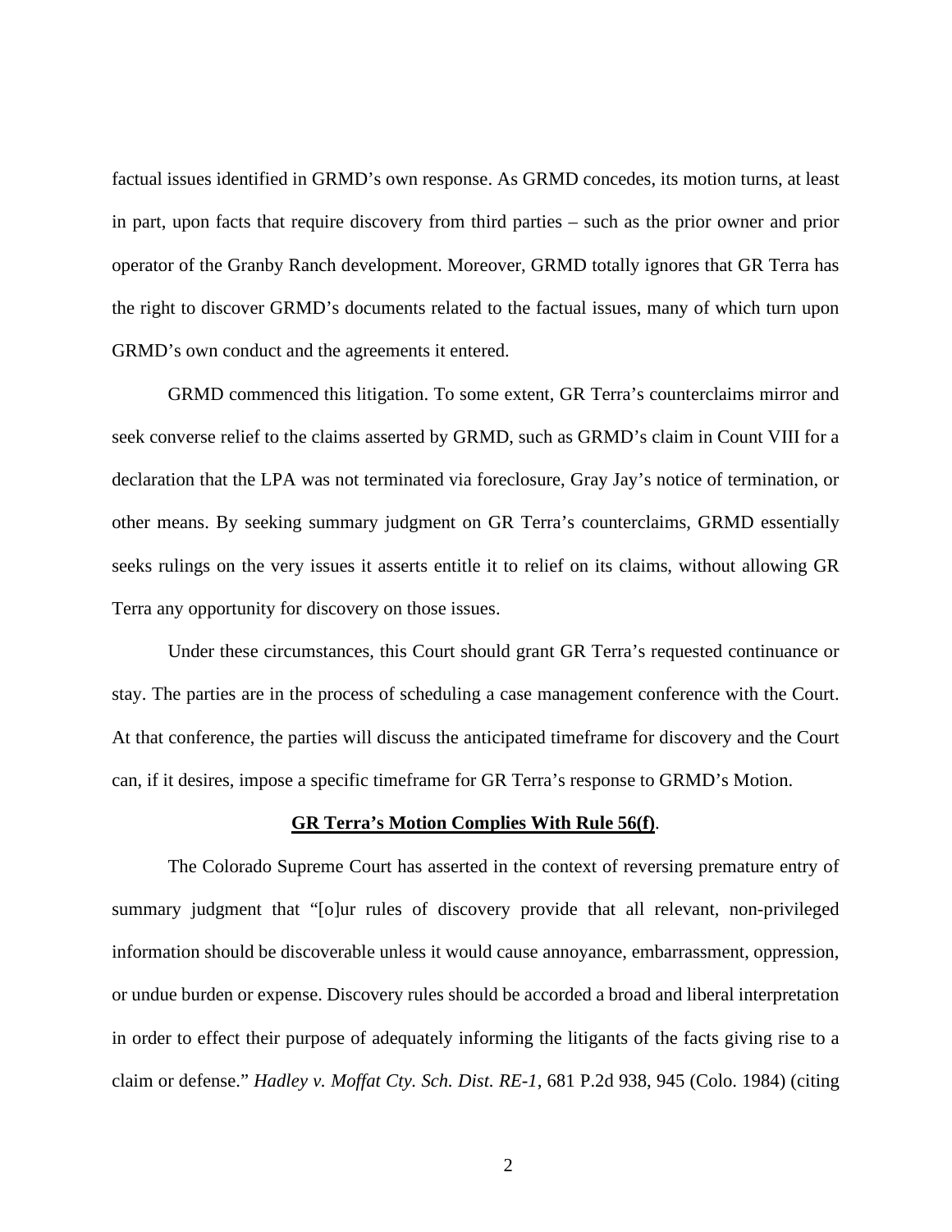factual issues identified in GRMD's own response. As GRMD concedes, its motion turns, at least in part, upon facts that require discovery from third parties – such as the prior owner and prior operator of the Granby Ranch development. Moreover, GRMD totally ignores that GR Terra has the right to discover GRMD's documents related to the factual issues, many of which turn upon GRMD's own conduct and the agreements it entered.

GRMD commenced this litigation. To some extent, GR Terra's counterclaims mirror and seek converse relief to the claims asserted by GRMD, such as GRMD's claim in Count VIII for a declaration that the LPA was not terminated via foreclosure, Gray Jay's notice of termination, or other means. By seeking summary judgment on GR Terra's counterclaims, GRMD essentially seeks rulings on the very issues it asserts entitle it to relief on its claims, without allowing GR Terra any opportunity for discovery on those issues.

Under these circumstances, this Court should grant GR Terra's requested continuance or stay. The parties are in the process of scheduling a case management conference with the Court. At that conference, the parties will discuss the anticipated timeframe for discovery and the Court can, if it desires, impose a specific timeframe for GR Terra's response to GRMD's Motion.

**GR Terra's Motion Complies With Rule 56(f)**.

The Colorado Supreme Court has asserted in the context of reversing premature entry of summary judgment that "[o]ur rules of discovery provide that all relevant, non-privileged information should be discoverable unless it would cause annoyance, embarrassment, oppression, or undue burden or expense. Discovery rules should be accorded a broad and liberal interpretation in order to effect their purpose of adequately informing the litigants of the facts giving rise to a claim or defense." *Hadley v. Moffat Cty. Sch. Dist. RE-1*, 681 P.2d 938, 945 (Colo. 1984) (citing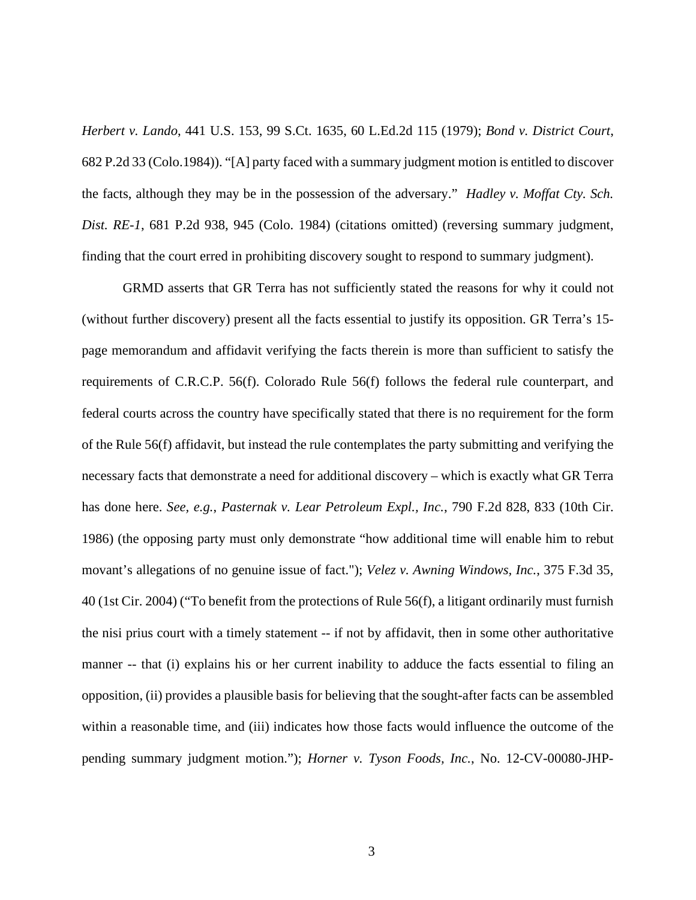*Herbert v. Lando*, 441 U.S. 153, 99 S.Ct. 1635, 60 L.Ed.2d 115 (1979); *Bond v. District Court*, 682 P.2d 33 (Colo.1984)). "[A] party faced with a summary judgment motion is entitled to discover the facts, although they may be in the possession of the adversary." *Hadley v. Moffat Cty. Sch. Dist. RE-1*, 681 P.2d 938, 945 (Colo. 1984) (citations omitted) (reversing summary judgment, finding that the court erred in prohibiting discovery sought to respond to summary judgment).

GRMD asserts that GR Terra has not sufficiently stated the reasons for why it could not (without further discovery) present all the facts essential to justify its opposition. GR Terra's 15-page memorandum and affidavit verifying the facts therein is more than sufficient to satisfy the requirements of C.R.C.P. 56(f). Colorado Rule 56(f) follows the federal rule counterpart, and federal courts across the country have specifically stated that there is no requirement for the form of the Rule 56(f) affidavit, but instead the rule contemplates the party submitting and verifying the necessary facts that demonstrate a need for additional discovery – which is exactly what GR Terra has done here. *See, e.g.*, *Pasternak v. Lear Petroleum Expl., Inc.*, 790 F.2d 828, 833 (10th Cir. 1986) (the opposing party must only demonstrate "how additional time will enable him to rebut movant's allegations of no genuine issue of fact."); *Velez v. Awning Windows, Inc.*, 375 F.3d 35, 40 (1st Cir. 2004) ("To benefit from the protections of Rule 56(f), a litigant ordinarily must furnish the nisi prius court with a timely statement -- if not by affidavit, then in some other authoritative manner -- that (i) explains his or her current inability to adduce the facts essential to filing an opposition, (ii) provides a plausible basis for believing that the sought-after facts can be assembled within a reasonable time, and (iii) indicates how those facts would influence the outcome of the pending summary judgment motion."); *Horner v. Tyson Foods, Inc.*, No. 12-CV-00080-JHP-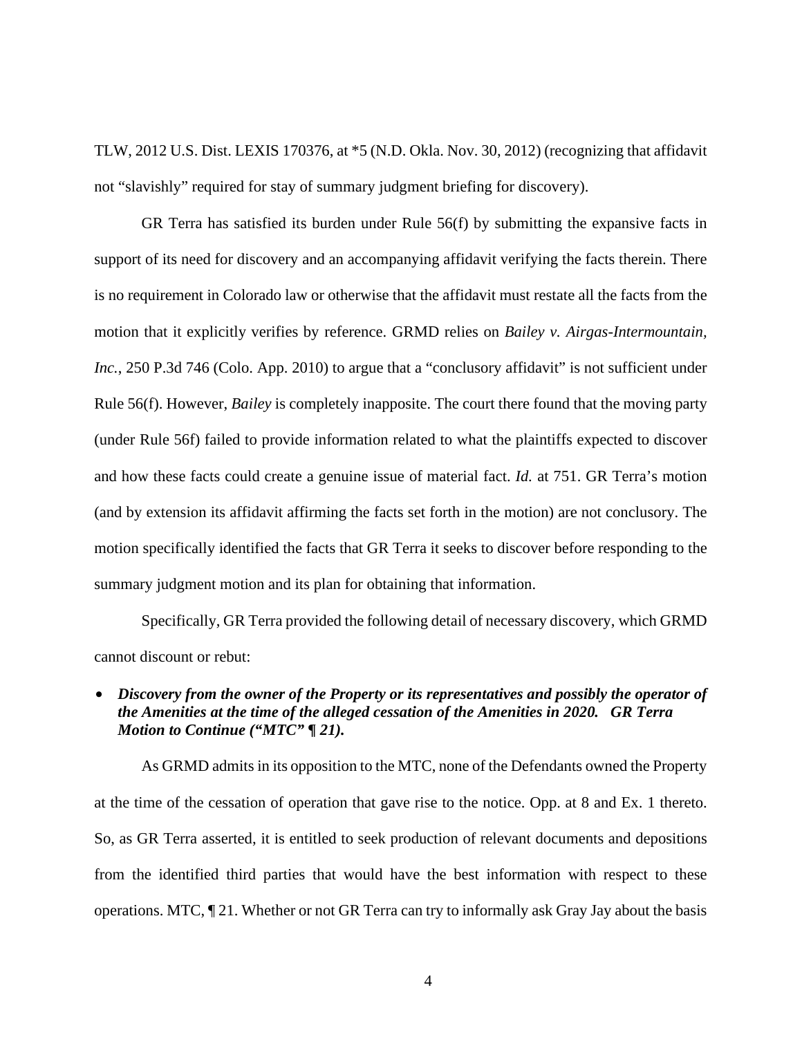TLW, 2012 U.S. Dist. LEXIS 170376, at *5 (N.D. Okla. Nov. 30, 2012) (recognizing that affidavit not "slavishly" required for stay of summary judgment briefing for discovery).

GR Terra has satisfied its burden under Rule 56(f) by submitting the expansive facts in support of its need for discovery and an accompanying affidavit verifying the facts therein. There is no requirement in Colorado law or otherwise that the affidavit must restate all the facts from the motion that it explicitly verifies by reference. GRMD relies on *Bailey v. Airgas-Intermountain, Inc.*, 250 P.3d 746 (Colo. App. 2010) to argue that a "conclusory affidavit" is not sufficient under Rule 56(f). However, *Bailey* is completely inapposite. The court there found that the moving party (under Rule 56f) failed to provide information related to what the plaintiffs expected to discover and how these facts could create a genuine issue of material fact. *Id.* at 751. GR Terra's motion (and by extension its affidavit affirming the facts set forth in the motion) are not conclusory. The motion specifically identified the facts that GR Terra it seeks to discover before responding to the summary judgment motion and its plan for obtaining that information.

Specifically, GR Terra provided the following detail of necessary discovery, which GRMD cannot discount or rebut:

- ***Discovery from the owner of the Property or its representatives and possibly the operator of the Amenities at the time of the alleged cessation of the Amenities in 2020. GR Terra Motion to Continue ("MTC" ¶ 21).***

As GRMD admits in its opposition to the MTC, none of the Defendants owned the Property at the time of the cessation of operation that gave rise to the notice. Opp. at 8 and Ex. 1 thereto. So, as GR Terra asserted, it is entitled to seek production of relevant documents and depositions from the identified third parties that would have the best information with respect to these operations. MTC, ¶ 21. Whether or not GR Terra can try to informally ask Gray Jay about the basis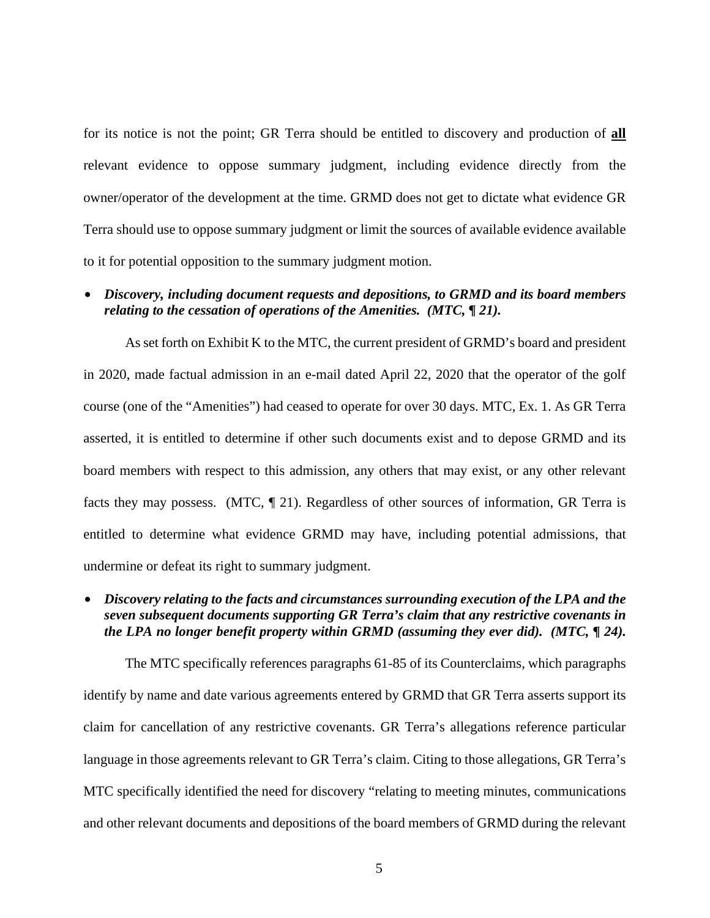for its notice is not the point; GR Terra should be entitled to discovery and production of **<u>all</u>** relevant evidence to oppose summary judgment, including evidence directly from the owner/operator of the development at the time. GRMD does not get to dictate what evidence GR Terra should use to oppose summary judgment or limit the sources of available evidence available to it for potential opposition to the summary judgment motion.

- ***Discovery, including document requests and depositions, to GRMD and its board members relating to the cessation of operations of the Amenities. (MTC, ¶ 21).***

As set forth on Exhibit K to the MTC, the current president of GRMD's board and president in 2020, made factual admission in an e-mail dated April 22, 2020 that the operator of the golf course (one of the "Amenities") had ceased to operate for over 30 days. MTC, Ex. 1. As GR Terra asserted, it is entitled to determine if other such documents exist and to depose GRMD and its board members with respect to this admission, any others that may exist, or any other relevant facts they may possess. (MTC, ¶ 21). Regardless of other sources of information, GR Terra is entitled to determine what evidence GRMD may have, including potential admissions, that undermine or defeat its right to summary judgment.

- ***Discovery relating to the facts and circumstances surrounding execution of the LPA and the seven subsequent documents supporting GR Terra's claim that any restrictive covenants in the LPA no longer benefit property within GRMD (assuming they ever did). (MTC, ¶ 24).***

The MTC specifically references paragraphs 61-85 of its Counterclaims, which paragraphs identify by name and date various agreements entered by GRMD that GR Terra asserts support its claim for cancellation of any restrictive covenants. GR Terra's allegations reference particular language in those agreements relevant to GR Terra's claim. Citing to those allegations, GR Terra's MTC specifically identified the need for discovery "relating to meeting minutes, communications and other relevant documents and depositions of the board members of GRMD during the relevant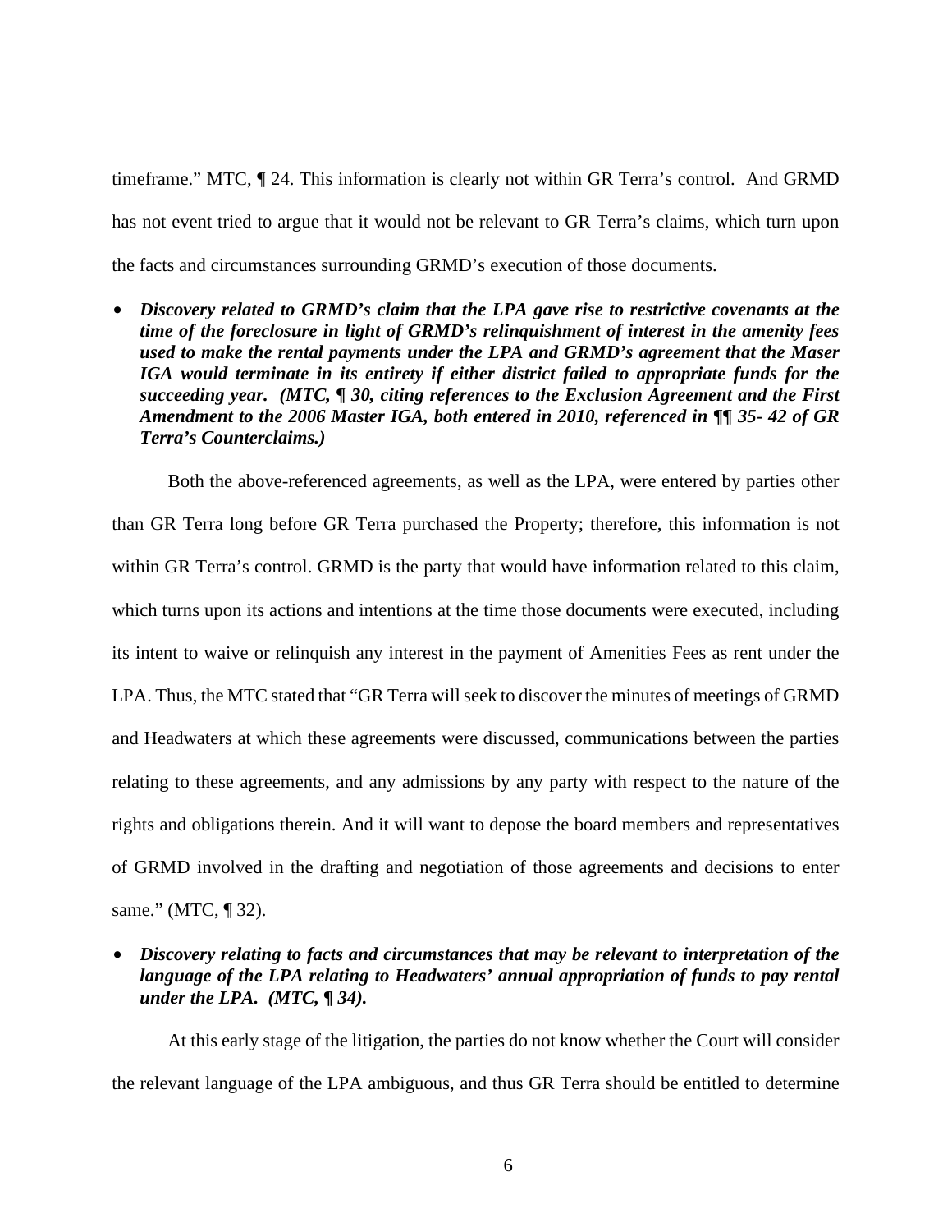timeframe." MTC, ¶ 24. This information is clearly not within GR Terra's control. And GRMD has not event tried to argue that it would not be relevant to GR Terra's claims, which turn upon the facts and circumstances surrounding GRMD's execution of those documents.

- ***Discovery related to GRMD's claim that the LPA gave rise to restrictive covenants at the time of the foreclosure in light of GRMD's relinquishment of interest in the amenity fees used to make the rental payments under the LPA and GRMD's agreement that the Maser IGA would terminate in its entirety if either district failed to appropriate funds for the succeeding year. (MTC, ¶ 30, citing references to the Exclusion Agreement and the First Amendment to the 2006 Master IGA, both entered in 2010, referenced in ¶¶ 35- 42 of GR Terra's Counterclaims.)***

Both the above-referenced agreements, as well as the LPA, were entered by parties other than GR Terra long before GR Terra purchased the Property; therefore, this information is not within GR Terra's control. GRMD is the party that would have information related to this claim, which turns upon its actions and intentions at the time those documents were executed, including its intent to waive or relinquish any interest in the payment of Amenities Fees as rent under the LPA. Thus, the MTC stated that "GR Terra will seek to discover the minutes of meetings of GRMD and Headwaters at which these agreements were discussed, communications between the parties relating to these agreements, and any admissions by any party with respect to the nature of the rights and obligations therein. And it will want to depose the board members and representatives of GRMD involved in the drafting and negotiation of those agreements and decisions to enter same." (MTC, ¶ 32).

- ***Discovery relating to facts and circumstances that may be relevant to interpretation of the language of the LPA relating to Headwaters' annual appropriation of funds to pay rental under the LPA. (MTC, ¶ 34).***

At this early stage of the litigation, the parties do not know whether the Court will consider the relevant language of the LPA ambiguous, and thus GR Terra should be entitled to determine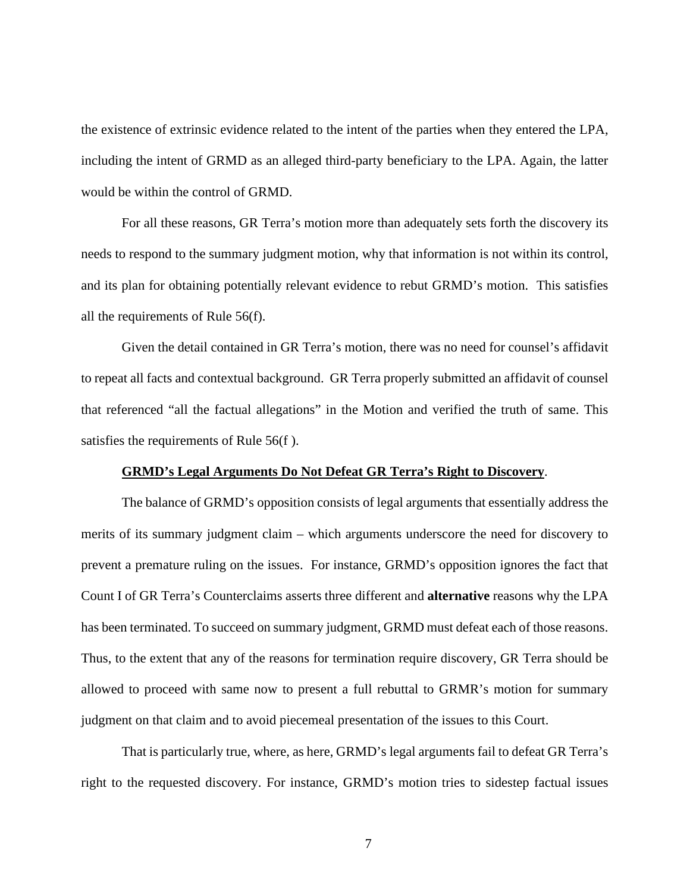the existence of extrinsic evidence related to the intent of the parties when they entered the LPA, including the intent of GRMD as an alleged third-party beneficiary to the LPA. Again, the latter would be within the control of GRMD.

For all these reasons, GR Terra's motion more than adequately sets forth the discovery its needs to respond to the summary judgment motion, why that information is not within its control, and its plan for obtaining potentially relevant evidence to rebut GRMD's motion. This satisfies all the requirements of Rule 56(f).

Given the detail contained in GR Terra's motion, there was no need for counsel's affidavit to repeat all facts and contextual background. GR Terra properly submitted an affidavit of counsel that referenced "all the factual allegations" in the Motion and verified the truth of same. This satisfies the requirements of Rule 56(f ).

**GRMD's Legal Arguments Do Not Defeat GR Terra's Right to Discovery**.

The balance of GRMD's opposition consists of legal arguments that essentially address the merits of its summary judgment claim – which arguments underscore the need for discovery to prevent a premature ruling on the issues. For instance, GRMD's opposition ignores the fact that Count I of GR Terra's Counterclaims asserts three different and **alternative** reasons why the LPA has been terminated. To succeed on summary judgment, GRMD must defeat each of those reasons. Thus, to the extent that any of the reasons for termination require discovery, GR Terra should be allowed to proceed with same now to present a full rebuttal to GRMR's motion for summary judgment on that claim and to avoid piecemeal presentation of the issues to this Court.

That is particularly true, where, as here, GRMD's legal arguments fail to defeat GR Terra's right to the requested discovery. For instance, GRMD's motion tries to sidestep factual issues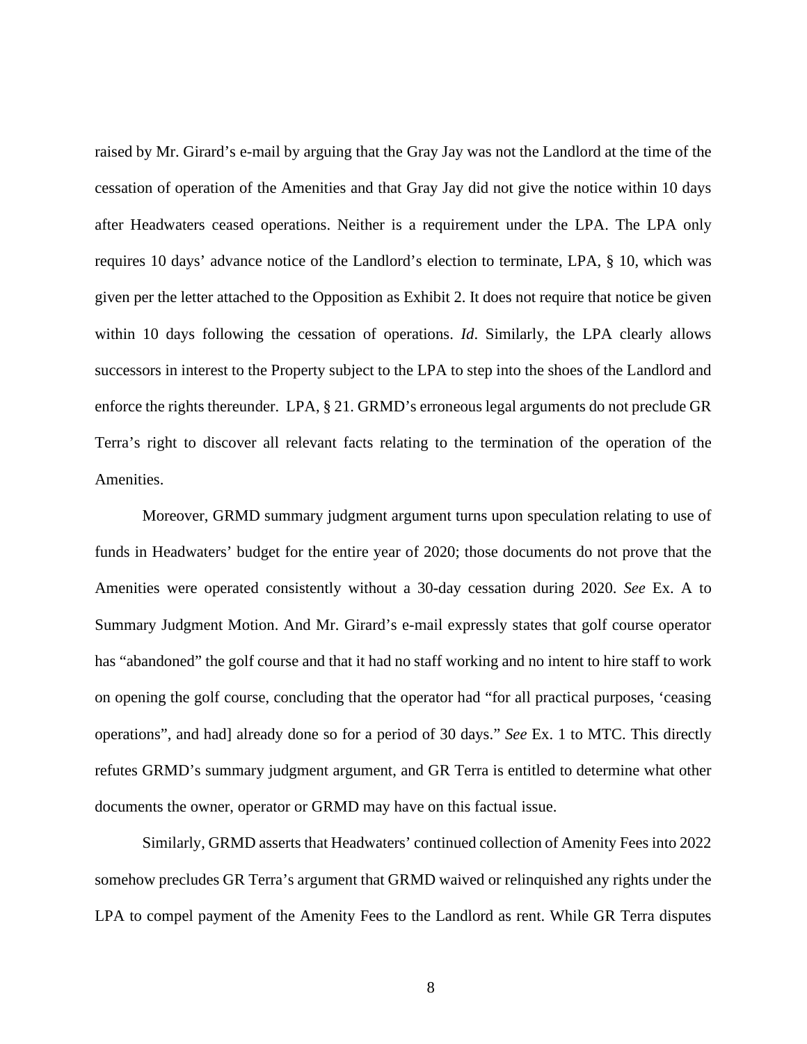raised by Mr. Girard's e-mail by arguing that the Gray Jay was not the Landlord at the time of the cessation of operation of the Amenities and that Gray Jay did not give the notice within 10 days after Headwaters ceased operations. Neither is a requirement under the LPA. The LPA only requires 10 days' advance notice of the Landlord's election to terminate, LPA, § 10, which was given per the letter attached to the Opposition as Exhibit 2. It does not require that notice be given within 10 days following the cessation of operations. *Id*. Similarly, the LPA clearly allows successors in interest to the Property subject to the LPA to step into the shoes of the Landlord and enforce the rights thereunder. LPA, § 21. GRMD's erroneous legal arguments do not preclude GR Terra's right to discover all relevant facts relating to the termination of the operation of the Amenities.

Moreover, GRMD summary judgment argument turns upon speculation relating to use of funds in Headwaters' budget for the entire year of 2020; those documents do not prove that the Amenities were operated consistently without a 30-day cessation during 2020. *See* Ex. A to Summary Judgment Motion. And Mr. Girard's e-mail expressly states that golf course operator has "abandoned" the golf course and that it had no staff working and no intent to hire staff to work on opening the golf course, concluding that the operator had "for all practical purposes, 'ceasing operations", and had] already done so for a period of 30 days." *See* Ex. 1 to MTC. This directly refutes GRMD's summary judgment argument, and GR Terra is entitled to determine what other documents the owner, operator or GRMD may have on this factual issue.

Similarly, GRMD asserts that Headwaters' continued collection of Amenity Fees into 2022 somehow precludes GR Terra's argument that GRMD waived or relinquished any rights under the LPA to compel payment of the Amenity Fees to the Landlord as rent. While GR Terra disputes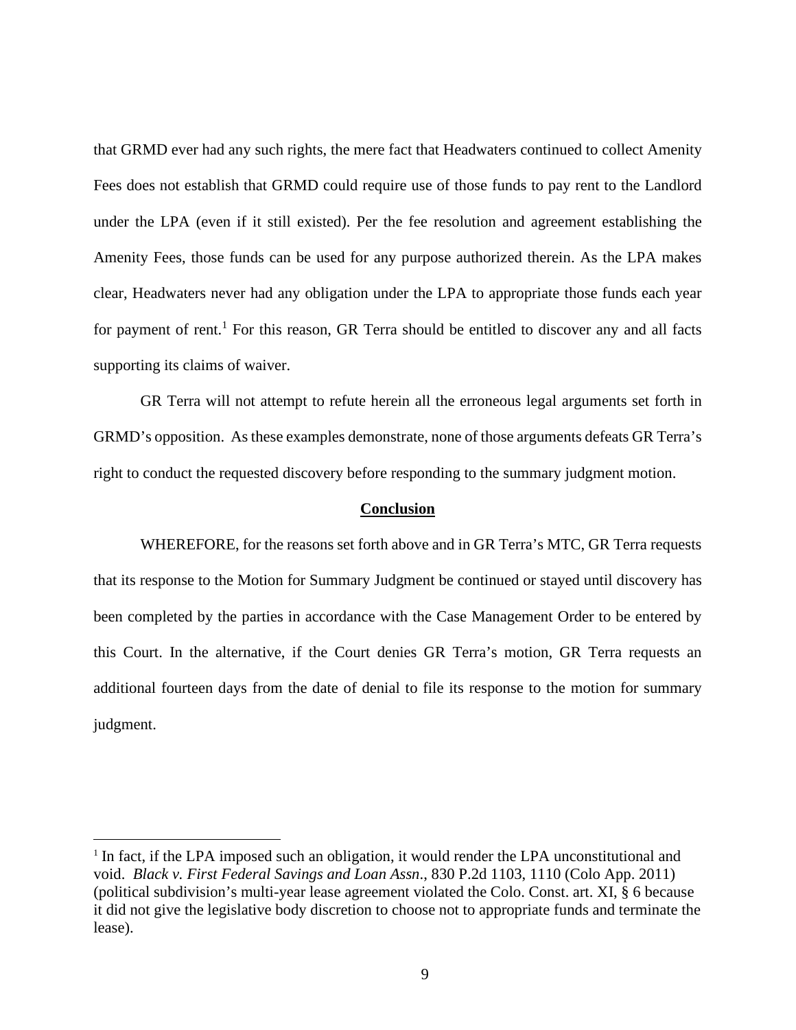that GRMD ever had any such rights, the mere fact that Headwaters continued to collect Amenity Fees does not establish that GRMD could require use of those funds to pay rent to the Landlord under the LPA (even if it still existed). Per the fee resolution and agreement establishing the Amenity Fees, those funds can be used for any purpose authorized therein. As the LPA makes clear, Headwaters never had any obligation under the LPA to appropriate those funds each year for payment of rent.[1] For this reason, GR Terra should be entitled to discover any and all facts supporting its claims of waiver.

GR Terra will not attempt to refute herein all the erroneous legal arguments set forth in GRMD's opposition. As these examples demonstrate, none of those arguments defeats GR Terra's right to conduct the requested discovery before responding to the summary judgment motion.

**Conclusion**

WHEREFORE, for the reasons set forth above and in GR Terra's MTC, GR Terra requests that its response to the Motion for Summary Judgment be continued or stayed until discovery has been completed by the parties in accordance with the Case Management Order to be entered by this Court. In the alternative, if the Court denies GR Terra's motion, GR Terra requests an additional fourteen days from the date of denial to file its response to the motion for summary judgment.

---

[1] In fact, if the LPA imposed such an obligation, it would render the LPA unconstitutional and void. *Black v. First Federal Savings and Loan Assn*., 830 P.2d 1103, 1110 (Colo App. 2011) (political subdivision's multi-year lease agreement violated the Colo. Const. art. XI, § 6 because it did not give the legislative body discretion to choose not to appropriate funds and terminate the lease).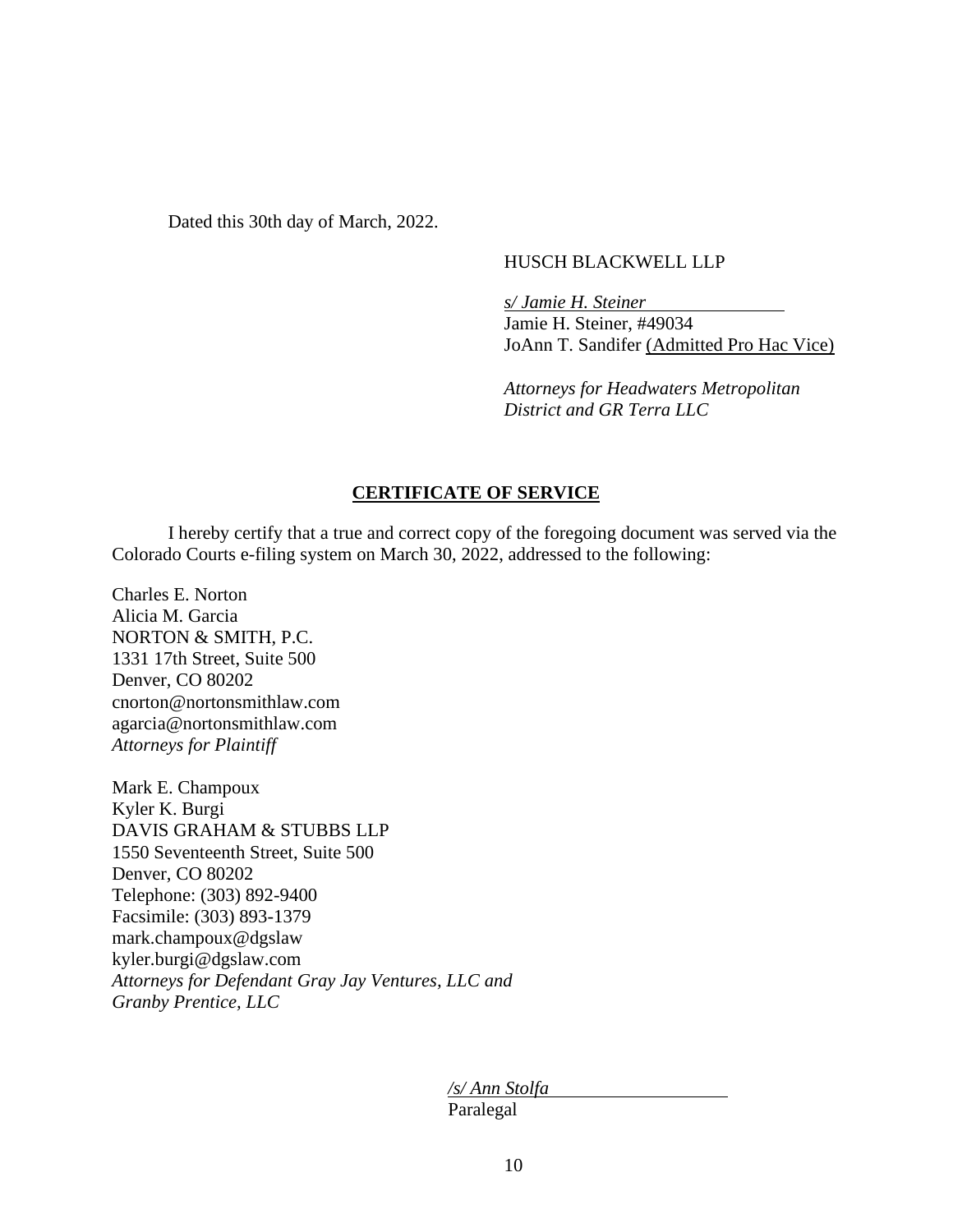Dated this 30th day of March, 2022.

HUSCH BLACKWELL LLP

*s/ Jamie H. Steiner*
Jamie H. Steiner, #49034
JoAnn T. Sandifer (Admitted Pro Hac Vice)

*Attorneys for Headwaters Metropolitan District and GR Terra LLC*

**CERTIFICATE OF SERVICE**

I hereby certify that a true and correct copy of the foregoing document was served via the Colorado Courts e-filing system on March 30, 2022, addressed to the following:

Charles E. Norton
Alicia M. Garcia
NORTON & SMITH, P.C.
1331 17th Street, Suite 500
Denver, CO 80202
cnorton@nortonsmithlaw.com
agarcia@nortonsmithlaw.com
*Attorneys for Plaintiff*

Mark E. Champoux
Kyler K. Burgi
DAVIS GRAHAM & STUBBS LLP
1550 Seventeenth Street, Suite 500
Denver, CO 80202
Telephone: (303) 892-9400
Facsimile: (303) 893-1379
mark.champoux@dgslaw
kyler.burgi@dgslaw.com
*Attorneys for Defendant Gray Jay Ventures, LLC and Granby Prentice, LLC*

*/s/ Ann Stolfa*
Paralegal